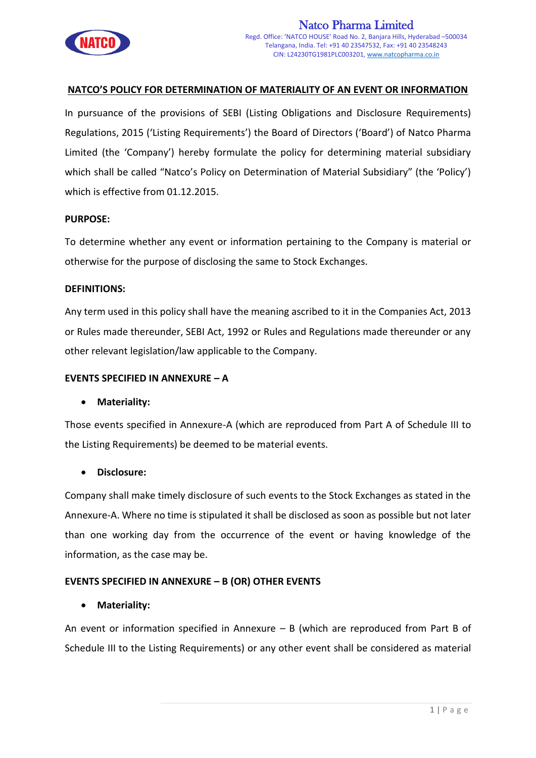# Natco Pharma Limited

Regd. Office: 'NATCO HOUSE' Road No. 2, Banjara Hills, Hyderabad –500034 Telangana, India. Tel: +91 40 23547532, Fax: +91 40 23548243 CIN: L24230TG1981PLC003201, www.natcopharma.co.in

## NATCO'S POLICY FOR DETERMINATION OF MATERIALITY OF AN EVENT OR INFORMATION

In pursuance of the provisions of SEBI (Listing Obligations and Disclosure Requirements) Regulations, 2015 ('Listing Requirements') the Board of Directors ('Board') of Natco Pharma Limited (the 'Company') hereby formulate the policy for determining material subsidiary which shall be called "Natco's Policy on Determination of Material Subsidiary" (the 'Policy') which is effective from 01.12.2015.

### PURPOSE:

To determine whether any event or information pertaining to the Company is material or otherwise for the purpose of disclosing the same to Stock Exchanges.

### DEFINITIONS:

Any term used in this policy shall have the meaning ascribed to it in the Companies Act, 2013 or Rules made thereunder, SEBI Act, 1992 or Rules and Regulations made thereunder or any other relevant legislation/law applicable to the Company.

### EVENTS SPECIFIED IN ANNEXURE – A

- **Materiality:**

Those events specified in Annexure-A (which are reproduced from Part A of Schedule III to the Listing Requirements) be deemed to be material events.

- **Disclosure:**

Company shall make timely disclosure of such events to the Stock Exchanges as stated in the Annexure-A. Where no time is stipulated it shall be disclosed as soon as possible but not later than one working day from the occurrence of the event or having knowledge of the information, as the case may be.

### EVENTS SPECIFIED IN ANNEXURE – B (OR) OTHER EVENTS

- **Materiality:**

An event or information specified in Annexure – B (which are reproduced from Part B of Schedule III to the Listing Requirements) or any other event shall be considered as material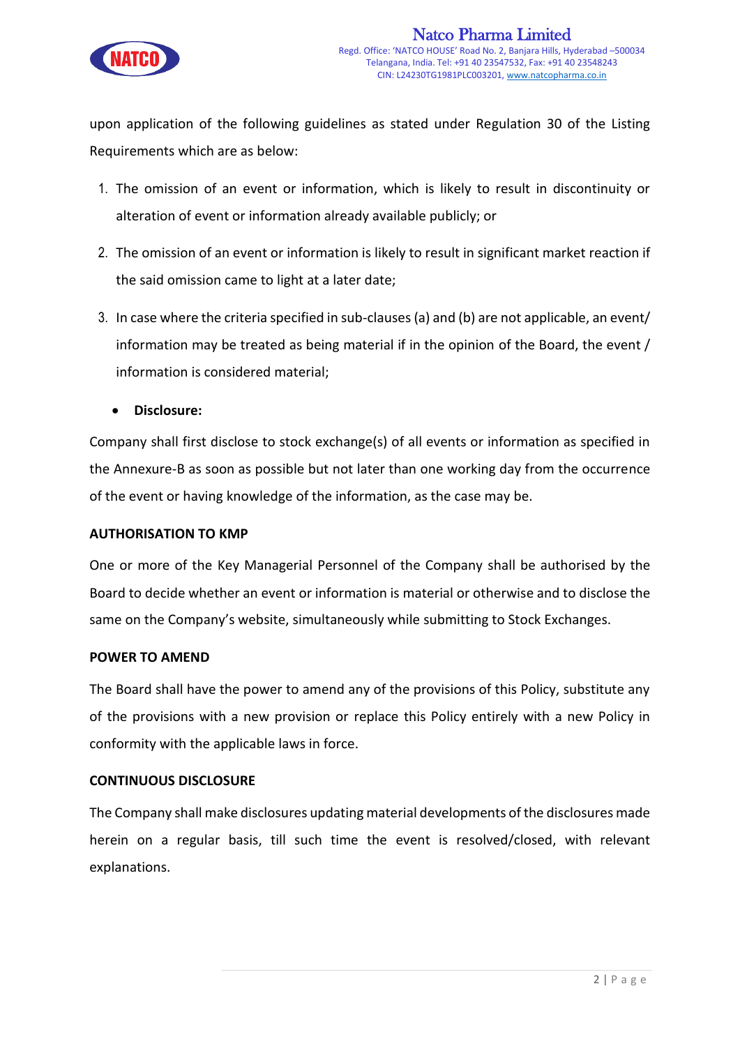upon application of the following guidelines as stated under Regulation 30 of the Listing Requirements which are as below:

1. The omission of an event or information, which is likely to result in discontinuity or alteration of event or information already available publicly; or
2. The omission of an event or information is likely to result in significant market reaction if the said omission came to light at a later date;
3. In case where the criteria specified in sub-clauses (a) and (b) are not applicable, an event/ information may be treated as being material if in the opinion of the Board, the event / information is considered material;

- **Disclosure:**

Company shall first disclose to stock exchange(s) of all events or information as specified in the Annexure-B as soon as possible but not later than one working day from the occurrence of the event or having knowledge of the information, as the case may be.

**AUTHORISATION TO KMP**

One or more of the Key Managerial Personnel of the Company shall be authorised by the Board to decide whether an event or information is material or otherwise and to disclose the same on the Company's website, simultaneously while submitting to Stock Exchanges.

**POWER TO AMEND**

The Board shall have the power to amend any of the provisions of this Policy, substitute any of the provisions with a new provision or replace this Policy entirely with a new Policy in conformity with the applicable laws in force.

**CONTINUOUS DISCLOSURE**

The Company shall make disclosures updating material developments of the disclosures made herein on a regular basis, till such time the event is resolved/closed, with relevant explanations.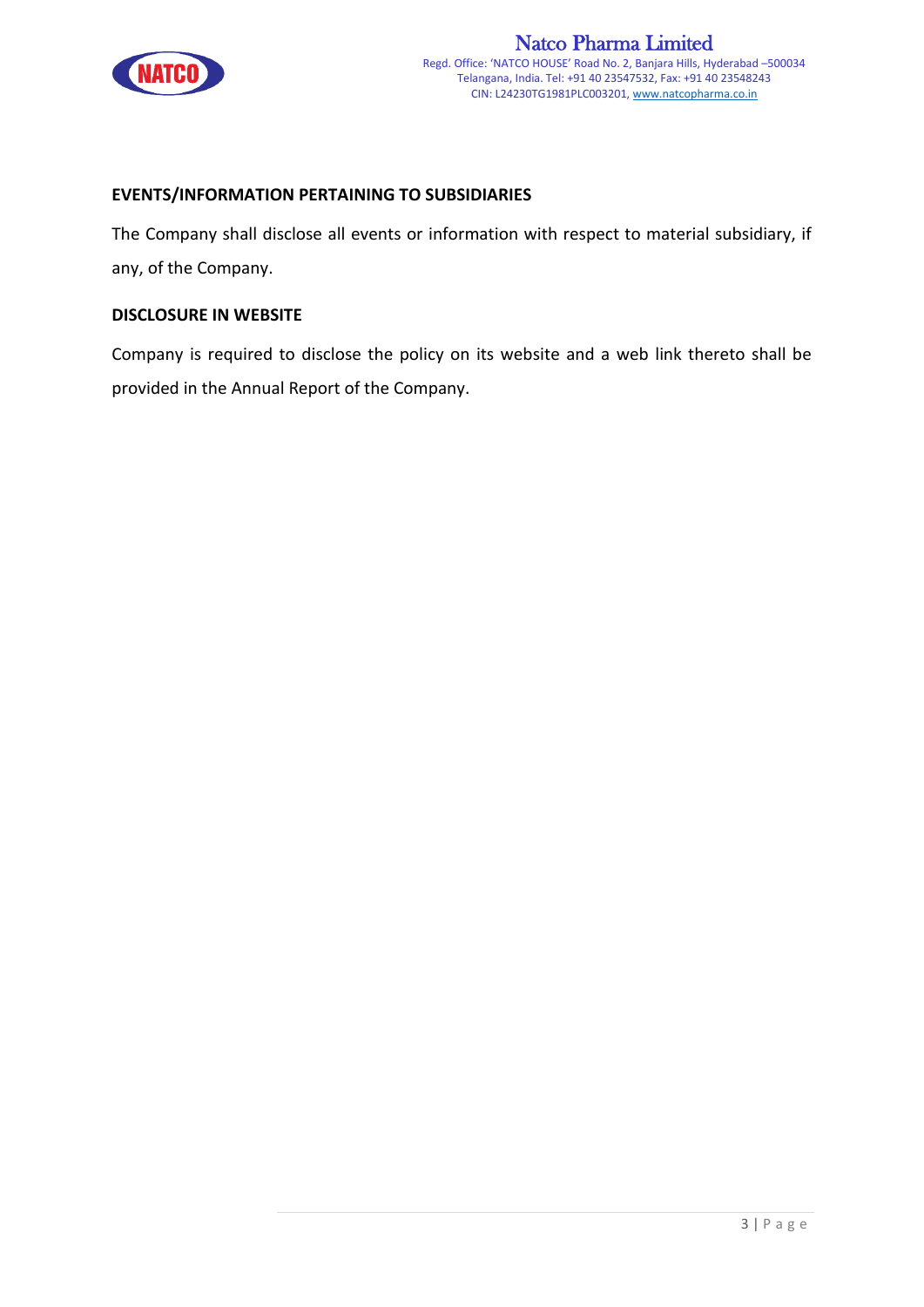## EVENTS/INFORMATION PERTAINING TO SUBSIDIARIES

The Company shall disclose all events or information with respect to material subsidiary, if any, of the Company.

## DISCLOSURE IN WEBSITE

Company is required to disclose the policy on its website and a web link thereto shall be provided in the Annual Report of the Company.